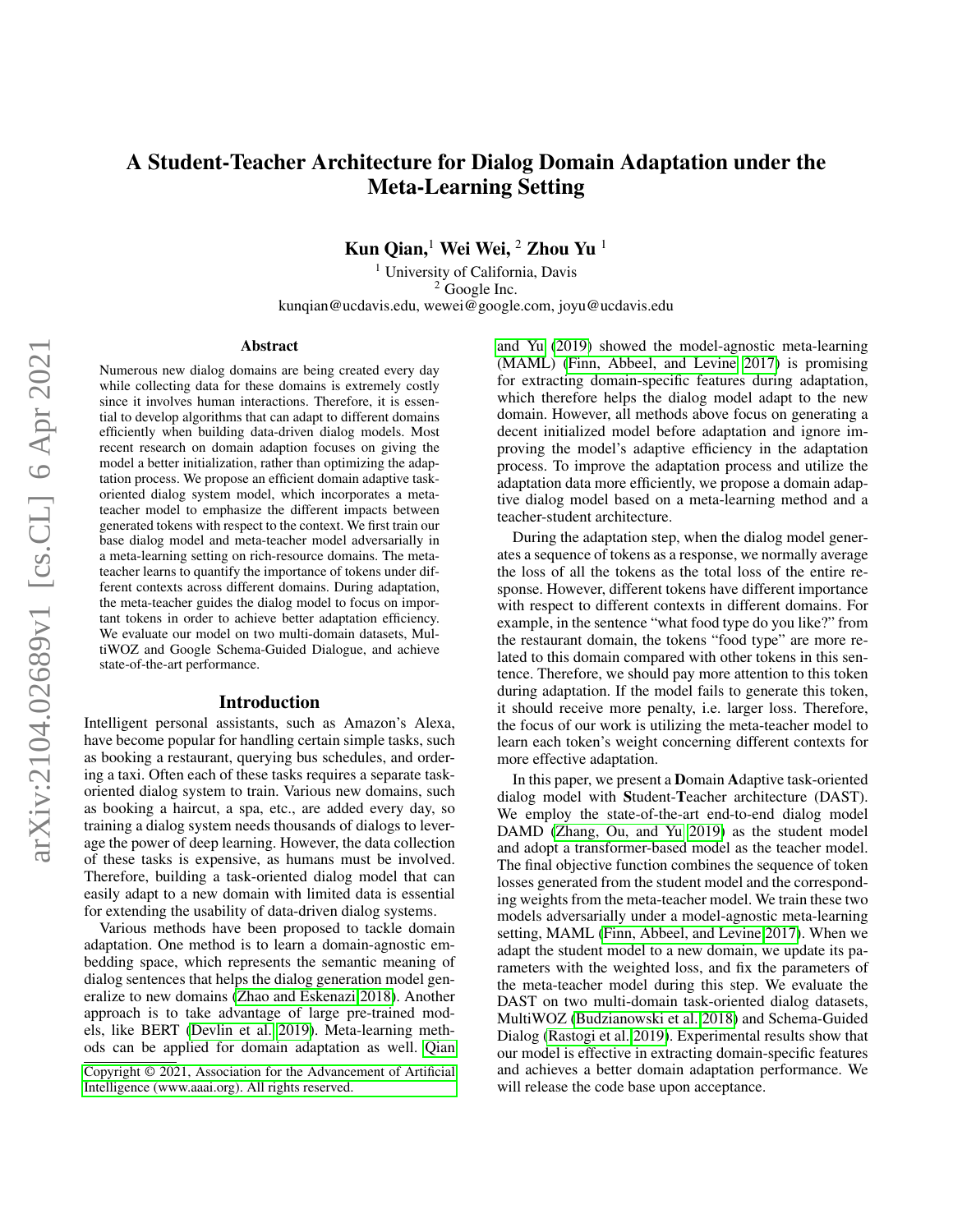# A Student-Teacher Architecture for Dialog Domain Adaptation under the Meta-Learning Setting

**Kun Qian,**[1] **Wei Wei,**[2] **Zhou Yu**[1]

[1] University of California, Davis
[2] Google Inc.
kunqian@ucdavis.edu, wewei@google.com, joyu@ucdavis.edu

## Abstract

Numerous new dialog domains are being created every day while collecting data for these domains is extremely costly since it involves human interactions. Therefore, it is essential to develop algorithms that can adapt to different domains efficiently when building data-driven dialog models. Most recent research on domain adaption focuses on giving the model a better initialization, rather than optimizing the adaptation process. We propose an efficient domain adaptive task-oriented dialog system model, which incorporates a meta-teacher model to emphasize the different impacts between generated tokens with respect to the context. We first train our base dialog model and meta-teacher model adversarially in a meta-learning setting on rich-resource domains. The meta-teacher learns to quantify the importance of tokens under different contexts across different domains. During adaptation, the meta-teacher guides the dialog model to focus on important tokens in order to achieve better adaptation efficiency. We evaluate our model on two multi-domain datasets, MultiWOZ and Google Schema-Guided Dialogue, and achieve state-of-the-art performance.

## Introduction

Intelligent personal assistants, such as Amazon's Alexa, have become popular for handling certain simple tasks, such as booking a restaurant, querying bus schedules, and ordering a taxi. Often each of these tasks requires a separate task-oriented dialog system to train. Various new domains, such as booking a haircut, a spa, etc., are added every day, so training a dialog system needs thousands of dialogs to leverage the power of deep learning. However, the data collection of these tasks is expensive, as humans must be involved. Therefore, building a task-oriented dialog model that can easily adapt to a new domain with limited data is essential for extending the usability of data-driven dialog systems.

Various methods have been proposed to tackle domain adaptation. One method is to learn a domain-agnostic embedding space, which represents the semantic meaning of dialog sentences that helps the dialog generation model generalize to new domains (Zhao and Eskenazi 2018). Another approach is to take advantage of large pre-trained models, like BERT (Devlin et al. 2019). Meta-learning methods can be applied for domain adaptation as well. Qian and Yu (2019) showed the model-agnostic meta-learning (MAML) (Finn, Abbeel, and Levine 2017) is promising for extracting domain-specific features during adaptation, which therefore helps the dialog model adapt to the new domain. However, all methods above focus on generating a decent initialized model before adaptation and ignore improving the model's adaptive efficiency in the adaptation process. To improve the adaptation process and utilize the adaptation data more efficiently, we propose a domain adaptive dialog model based on a meta-learning method and a teacher-student architecture.

During the adaptation step, when the dialog model generates a sequence of tokens as a response, we normally average the loss of all the tokens as the total loss of the entire response. However, different tokens have different importance with respect to different contexts in different domains. For example, in the sentence "what food type do you like?" from the restaurant domain, the tokens "food type" are more related to this domain compared with other tokens in this sentence. Therefore, we should pay more attention to this token during adaptation. If the model fails to generate this token, it should receive more penalty, i.e. larger loss. Therefore, the focus of our work is utilizing the meta-teacher model to learn each token's weight concerning different contexts for more effective adaptation.

In this paper, we present a **D**omain **A**daptive task-oriented dialog model with **S**tudent-**T**eacher architecture (DAST). We employ the state-of-the-art end-to-end dialog model DAMD (Zhang, Ou, and Yu 2019) as the student model and adopt a transformer-based model as the teacher model. The final objective function combines the sequence of token losses generated from the student model and the corresponding weights from the meta-teacher model. We train these two models adversarially under a model-agnostic meta-learning setting, MAML (Finn, Abbeel, and Levine 2017). When we adapt the student model to a new domain, we update its parameters with the weighted loss, and fix the parameters of the meta-teacher model during this step. We evaluate the DAST on two multi-domain task-oriented dialog datasets, MultiWOZ (Budzianowski et al. 2018) and Schema-Guided Dialog (Rastogi et al. 2019). Experimental results show that our model is effective in extracting domain-specific features and achieves a better domain adaptation performance. We will release the code base upon acceptance.

Copyright © 2021, Association for the Advancement of Artificial Intelligence (www.aaai.org). All rights reserved.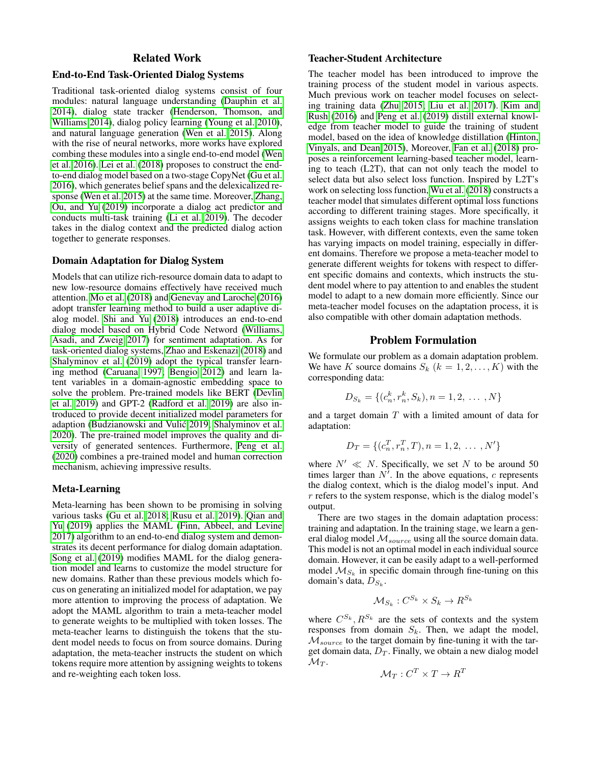## Related Work

### End-to-End Task-Oriented Dialog Systems

Traditional task-oriented dialog systems consist of four modules: natural language understanding (Dauphin et al. 2014), dialog state tracker (Henderson, Thomson, and Williams 2014), dialog policy learning (Young et al. 2010), and natural language generation (Wen et al. 2015). Along with the rise of neural networks, more works have explored combing these modules into a single end-to-end model (Wen et al. 2016). Lei et al. (2018) proposes to construct the end-to-end dialog model based on a two-stage CopyNet (Gu et al. 2016), which generates belief spans and the delexicalized response (Wen et al. 2015) at the same time. Moreover, Zhang, Ou, and Yu (2019) incorporate a dialog act predictor and conducts multi-task training (Li et al. 2019). The decoder takes in the dialog context and the predicted dialog action together to generate responses.

### Domain Adaptation for Dialog System

Models that can utilize rich-resource domain data to adapt to new low-resource domains effectively have received much attention. Mo et al. (2018) and Genevay and Laroche (2016) adopt transfer learning method to build a user adaptive dialog model. Shi and Yu (2018) introduces an end-to-end dialog model based on Hybrid Code Netword (Williams, Asadi, and Zweig 2017) for sentiment adaptation. As for task-oriented dialog systems, Zhao and Eskenazi (2018) and Shalyminov et al. (2019) adopt the typical transfer learning method (Caruana 1997; Bengio 2012) and learn latent variables in a domain-agnostic embedding space to solve the problem. Pre-trained models like BERT (Devlin et al. 2019) and GPT-2 (Radford et al. 2019) are also introduced to provide decent initialized model parameters for adaption (Budzianowski and Vulić 2019; Shalyminov et al. 2020). The pre-trained model improves the quality and diversity of generated sentences. Furthermore, Peng et al. (2020) combines a pre-trained model and human correction mechanism, achieving impressive results.

### Meta-Learning

Meta-learning has been shown to be promising in solving various tasks (Gu et al. 2018; Rusu et al. 2019). Qian and Yu (2019) applies the MAML (Finn, Abbeel, and Levine 2017) algorithm to an end-to-end dialog system and demonstrates its decent performance for dialog domain adaptation. Song et al. (2019) modifies MAML for the dialog generation model and learns to customize the model structure for new domains. Rather than these previous models which focus on generating an initialized model for adaptation, we pay more attention to improving the process of adaptation. We adopt the MAML algorithm to train a meta-teacher model to generate weights to be multiplied with token losses. The meta-teacher learns to distinguish the tokens that the student model needs to focus on from source domains. During adaptation, the meta-teacher instructs the student on which tokens require more attention by assigning weights to tokens and re-weighting each token loss.

### Teacher-Student Architecture

The teacher model has been introduced to improve the training process of the student model in various aspects. Much previous work on teacher model focuses on selecting training data (Zhu 2015; Liu et al. 2017). Kim and Rush (2016) and Peng et al. (2019) distill external knowledge from teacher model to guide the training of student model, based on the idea of knowledge distillation (Hinton, Vinyals, and Dean 2015), Moreover, Fan et al. (2018) proposes a reinforcement learning-based teacher model, learning to teach (L2T), that can not only teach the model to select data but also select loss function. Inspired by L2T's work on selecting loss function, Wu et al. (2018) constructs a teacher model that simulates different optimal loss functions according to different training stages. More specifically, it assigns weights to each token class for machine translation task. However, with different contexts, even the same token has varying impacts on model training, especially in different domains. Therefore we propose a meta-teacher model to generate different weights for tokens with respect to different specific domains and contexts, which instructs the student model where to pay attention to and enables the student model to adapt to a new domain more efficiently. Since our meta-teacher model focuses on the adaptation process, it is also compatible with other domain adaptation methods.

## Problem Formulation

We formulate our problem as a domain adaptation problem. We have $K$ source domains $S_k$ $(k = 1, 2, \dots, K)$ with the corresponding data:

$$D_{S_k} = \{(c_n^k, r_n^k, S_k), n = 1, 2, \ \dots \ , N\}$$

and a target domain $T$ with a limited amount of data for adaptation:

$$D_T = \{(c_n^T, r_n^T, T), n = 1, 2, \ \dots \ , N'\}$$

where $N' \ll N$. Specifically, we set $N$ to be around 50 times larger than $N'$. In the above equations, $c$ represents the dialog context, which is the dialog model's input. And $r$ refers to the system response, which is the dialog model's output.

There are two stages in the domain adaptation process: training and adaptation. In the training stage, we learn a general dialog model $\mathcal{M}_{source}$ using all the source domain data. This model is not an optimal model in each individual source domain. However, it can be easily adapt to a well-performed model $\mathcal{M}_{S_k}$ in specific domain through fine-tuning on this domain's data, $D_{S_k}$.

$$\mathcal{M}_{S_k} : C^{S_k} \times S_k \rightarrow R^{S_k}$$

where $C^{S_k}, R^{S_k}$ are the sets of contexts and the system responses from domain $S_k$. Then, we adapt the model, $\mathcal{M}_{source}$ to the target domain by fine-tuning it with the target domain data, $D_T$. Finally, we obtain a new dialog model $\mathcal{M}_T$.

$$\mathcal{M}_T : C^T \times T \rightarrow R^T$$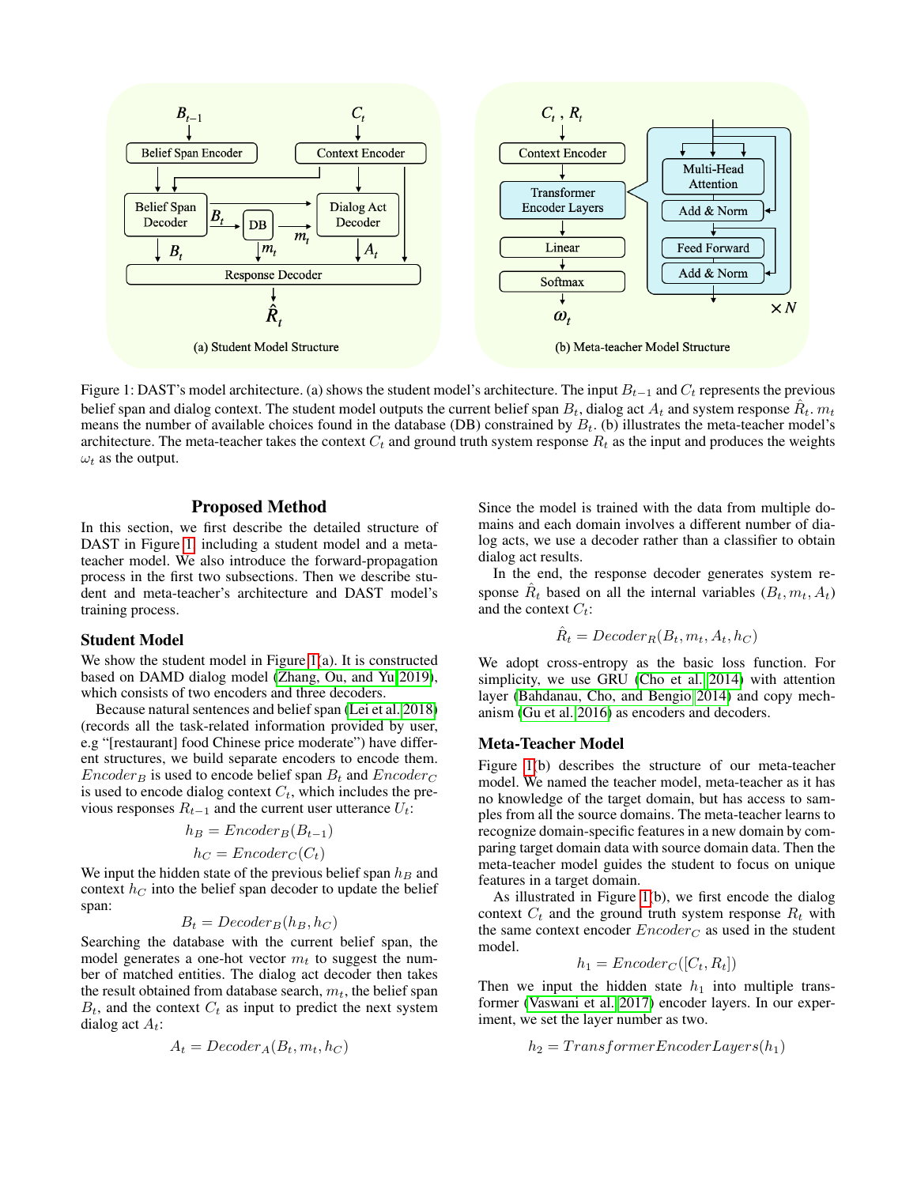Figure 1: DAST's model architecture. (a) shows the student model's architecture. The input $B_{t-1}$ and $C_t$ represents the previous belief span and dialog context. The student model outputs the current belief span $B_t$, dialog act $A_t$ and system response $\hat{R}_t$. $m_t$ means the number of available choices found in the database (DB) constrained by $B_t$. (b) illustrates the meta-teacher model's architecture. The meta-teacher takes the context $C_t$ and ground truth system response $R_t$ as the input and produces the weights $\omega_t$ as the output.

## Proposed Method

In this section, we first describe the detailed structure of DAST in Figure 1 including a student model and a meta-teacher model. We also introduce the forward-propagation process in the first two subsections. Then we describe student and meta-teacher's architecture and DAST model's training process.

### Student Model

We show the student model in Figure 1(a). It is constructed based on DAMD dialog model (Zhang, Ou, and Yu 2019), which consists of two encoders and three decoders.

Because natural sentences and belief span (Lei et al. 2018) (records all the task-related information provided by user, e.g "[restaurant] food Chinese price moderate") have different structures, we build separate encoders to encode them. $Encoder_B$ is used to encode belief span $B_t$ and $Encoder_C$ is used to encode dialog context $C_t$, which includes the previous responses $R_{t-1}$ and the current user utterance $U_t$:

$$h_B = Encoder_B(B_{t-1})$$

$$h_C = Encoder_C(C_t)$$

We input the hidden state of the previous belief span $h_B$ and context $h_C$ into the belief span decoder to update the belief span:

$$B_t = Decoder_B(h_B, h_C)$$

Searching the database with the current belief span, the model generates a one-hot vector $m_t$ to suggest the number of matched entities. The dialog act decoder then takes the result obtained from database search, $m_t$, the belief span $B_t$, and the context $C_t$ as input to predict the next system dialog act $A_t$:

$$A_t = Decoder_A(B_t, m_t, h_C)$$

Since the model is trained with the data from multiple domains and each domain involves a different number of dialog acts, we use a decoder rather than a classifier to obtain dialog act results.

In the end, the response decoder generates system response $\hat{R}_t$ based on all the internal variables $(B_t, m_t, A_t)$ and the context $C_t$:

$$\hat{R}_t = Decoder_R(B_t, m_t, A_t, h_C)$$

We adopt cross-entropy as the basic loss function. For simplicity, we use GRU (Cho et al. 2014) with attention layer (Bahdanau, Cho, and Bengio 2014) and copy mechanism (Gu et al. 2016) as encoders and decoders.

### Meta-Teacher Model

Figure 1(b) describes the structure of our meta-teacher model. We named the teacher model, meta-teacher as it has no knowledge of the target domain, but has access to samples from all the source domains. The meta-teacher learns to recognize domain-specific features in a new domain by comparing target domain data with source domain data. Then the meta-teacher model guides the student to focus on unique features in a target domain.

As illustrated in Figure 1(b), we first encode the dialog context $C_t$ and the ground truth system response $R_t$ with the same context encoder $Encoder_C$ as used in the student model.

$$h_1 = Encoder_C([C_t, R_t])$$

Then we input the hidden state $h_1$ into multiple transformer (Vaswani et al. 2017) encoder layers. In our experiment, we set the layer number as two.

$$h_2 = TransformerEncoderLayers(h_1)$$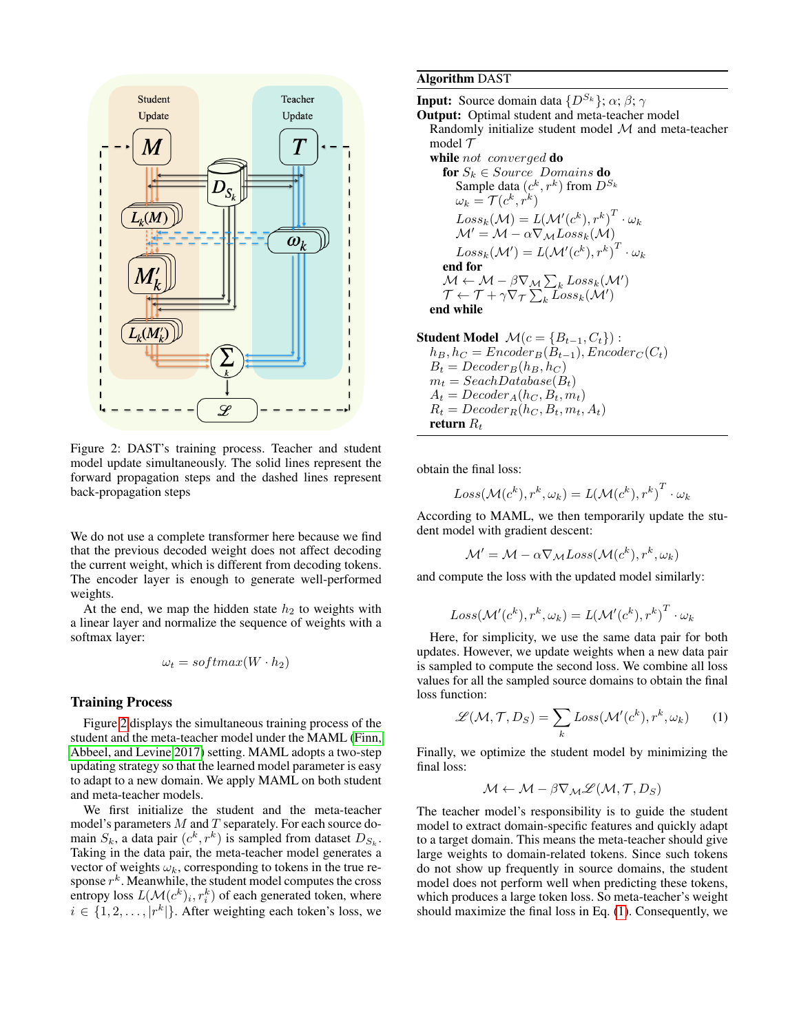Figure 2: DAST's training process. Teacher and student model update simultaneously. The solid lines represent the forward propagation steps and the dashed lines represent back-propagation steps

We do not use a complete transformer here because we find that the previous decoded weight does not affect decoding the current weight, which is different from decoding tokens. The encoder layer is enough to generate well-performed weights.

At the end, we map the hidden state $h_2$ to weights with a linear layer and normalize the sequence of weights with a softmax layer:

$$\omega_t = softmax(W \cdot h_2)$$

## Training Process

Figure 2 displays the simultaneous training process of the student and the meta-teacher model under the MAML (Finn, Abbeel, and Levine 2017) setting. MAML adopts a two-step updating strategy so that the learned model parameter is easy to adapt to a new domain. We apply MAML on both student and meta-teacher models.

We first initialize the student and the meta-teacher model's parameters $M$ and $T$ separately. For each source domain $S_k$, a data pair $(c^k, r^k)$ is sampled from dataset $D_{S_k}$. Taking in the data pair, the meta-teacher model generates a vector of weights $\omega_k$, corresponding to tokens in the true response $r^k$. Meanwhile, the student model computes the cross entropy loss $L(\mathcal{M}(c^k)_i, r^k_i)$ of each generated token, where $i \in \{1, 2, \dots, |r^k|\}$. After weighting each token's loss, we obtain the final loss:

$$Loss(\mathcal{M}(c^k), r^k, \omega_k) = L(\mathcal{M}(c^k), r^k)^T \cdot \omega_k$$

According to MAML, we then temporarily update the student model with gradient descent:

$$\mathcal{M}' = \mathcal{M} - \alpha \nabla_{\mathcal{M}} Loss(\mathcal{M}(c^k), r^k, \omega_k)$$

and compute the loss with the updated model similarly:

$$Loss(\mathcal{M}'(c^k), r^k, \omega_k) = L(\mathcal{M}'(c^k), r^k)^T \cdot \omega_k$$

Here, for simplicity, we use the same data pair for both updates. However, we update weights when a new data pair is sampled to compute the second loss. We combine all loss values for all the sampled source domains to obtain the final loss function:

$$\mathscr{L}(\mathcal{M}, \mathcal{T}, D_S) = \sum_k Loss(\mathcal{M}'(c^k), r^k, \omega_k) \quad (1)$$

Finally, we optimize the student model by minimizing the final loss:

$$\mathcal{M} \leftarrow \mathcal{M} - \beta \nabla_{\mathcal{M}} \mathscr{L}(\mathcal{M}, \mathcal{T}, D_S)$$

The teacher model's responsibility is to guide the student model to extract domain-specific features and quickly adapt to a target domain. This means the meta-teacher should give large weights to domain-related tokens. Since such tokens do not show up frequently in source domains, the student model does not perform well when predicting these tokens, which produces a large token loss. So meta-teacher's weight should maximize the final loss in Eq. (1). Consequently, we

**Algorithm** DAST

**Input:** Source domain data $\{D^{S_k}\}$; $\alpha$; $\beta$; $\gamma$
**Output:** Optimal student and meta-teacher model

```
Randomly initialize student model M and meta-teacher model T
while not converged do
    for S_k ∈ Source Domains do
        Sample data (c^k, r^k) from D^{S_k}
        ω_k = T(c^k, r^k)
        Loss_k(M) = L(M'(c^k), r^k)^T · ω_k
        M' = M − α ∇_M Loss_k(M)
        Loss_k(M') = L(M'(c^k), r^k)^T · ω_k
    end for
    M ← M − β ∇_M Σ_k Loss_k(M')
    T ← T + γ ∇_T Σ_k Loss_k(M')
end while
```

**Student Model** $\mathcal{M}(c = \{B_{t-1}, C_t\})$ :

```
h_B, h_C = Encoder_B(B_{t-1}), Encoder_C(C_t)
B_t = Decoder_B(h_B, h_C)
m_t = SeachDatabase(B_t)
A_t = Decoder_A(h_C, B_t, m_t)
R_t = Decoder_R(h_C, B_t, m_t, A_t)
return R_t
```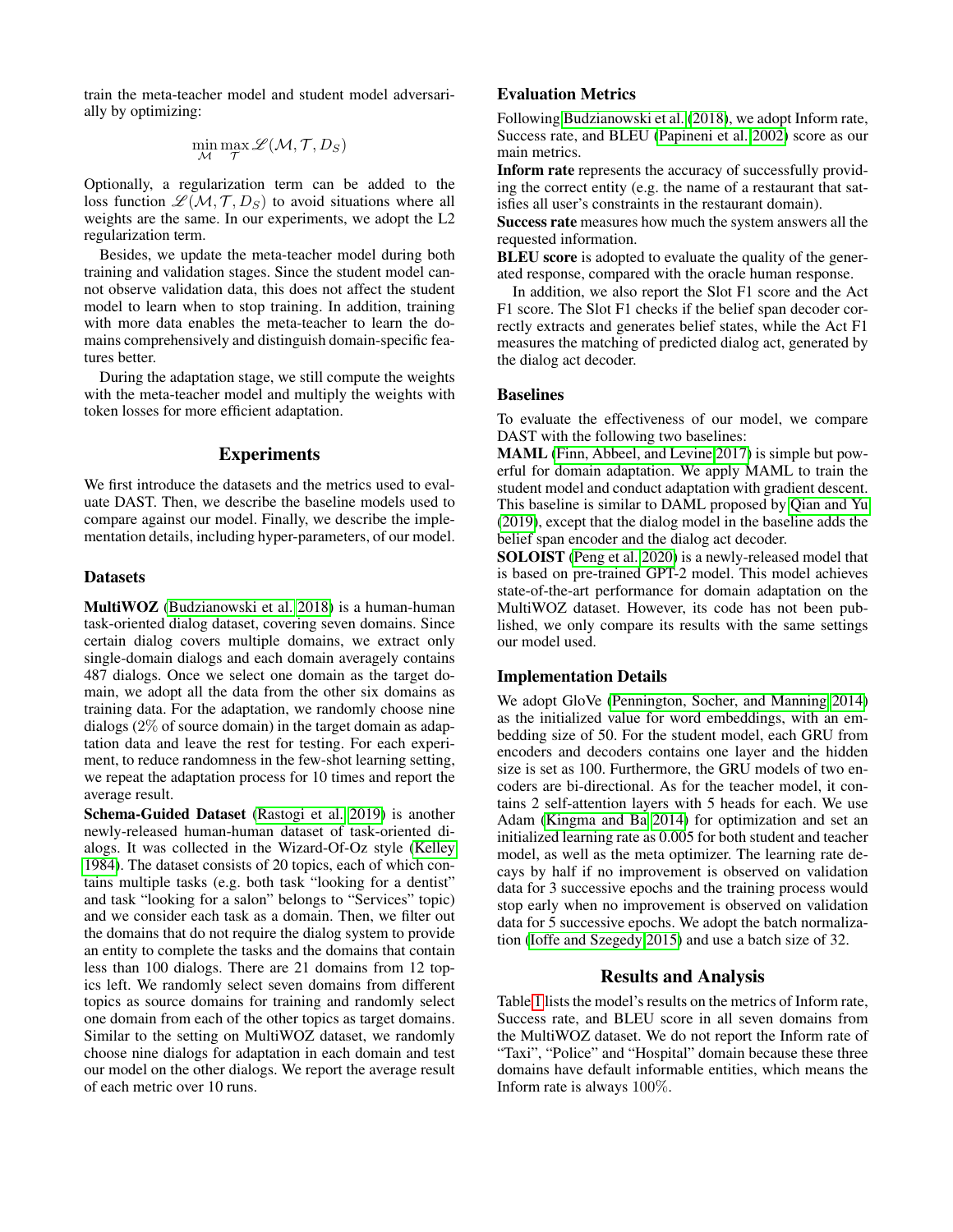train the meta-teacher model and student model adversarially by optimizing:

$$\min_{\mathcal{M}} \max_{\mathcal{T}} \mathscr{L}(\mathcal{M}, \mathcal{T}, D_S)$$

Optionally, a regularization term can be added to the loss function $\mathscr{L}(\mathcal{M}, \mathcal{T}, D_S)$ to avoid situations where all weights are the same. In our experiments, we adopt the L2 regularization term.

Besides, we update the meta-teacher model during both training and validation stages. Since the student model cannot observe validation data, this does not affect the student model to learn when to stop training. In addition, training with more data enables the meta-teacher to learn the domains comprehensively and distinguish domain-specific features better.

During the adaptation stage, we still compute the weights with the meta-teacher model and multiply the weights with token losses for more efficient adaptation.

## Experiments

We first introduce the datasets and the metrics used to evaluate DAST. Then, we describe the baseline models used to compare against our model. Finally, we describe the implementation details, including hyper-parameters, of our model.

### Datasets

**MultiWOZ** (Budzianowski et al. 2018) is a human-human task-oriented dialog dataset, covering seven domains. Since certain dialog covers multiple domains, we extract only single-domain dialogs and each domain averagely contains 487 dialogs. Once we select one domain as the target domain, we adopt all the data from the other six domains as training data. For the adaptation, we randomly choose nine dialogs (2% of source domain) in the target domain as adaptation data and leave the rest for testing. For each experiment, to reduce randomness in the few-shot learning setting, we repeat the adaptation process for 10 times and report the average result.

**Schema-Guided Dataset** (Rastogi et al. 2019) is another newly-released human-human dataset of task-oriented dialogs. It was collected in the Wizard-Of-Oz style (Kelley 1984). The dataset consists of 20 topics, each of which contains multiple tasks (e.g. both task "looking for a dentist" and task "looking for a salon" belongs to "Services" topic) and we consider each task as a domain. Then, we filter out the domains that do not require the dialog system to provide an entity to complete the tasks and the domains that contain less than 100 dialogs. There are 21 domains from 12 topics left. We randomly select seven domains from different topics as source domains for training and randomly select one domain from each of the other topics as target domains. Similar to the setting on MultiWOZ dataset, we randomly choose nine dialogs for adaptation in each domain and test our model on the other dialogs. We report the average result of each metric over 10 runs.

### Evaluation Metrics

Following Budzianowski et al. (2018), we adopt Inform rate, Success rate, and BLEU (Papineni et al. 2002) score as our main metrics.

**Inform rate** represents the accuracy of successfully providing the correct entity (e.g. the name of a restaurant that satisfies all user's constraints in the restaurant domain).

**Success rate** measures how much the system answers all the requested information.

**BLEU score** is adopted to evaluate the quality of the generated response, compared with the oracle human response.

In addition, we also report the Slot F1 score and the Act F1 score. The Slot F1 checks if the belief span decoder correctly extracts and generates belief states, while the Act F1 measures the matching of predicted dialog act, generated by the dialog act decoder.

### Baselines

To evaluate the effectiveness of our model, we compare DAST with the following two baselines:

**MAML** (Finn, Abbeel, and Levine 2017) is simple but powerful for domain adaptation. We apply MAML to train the student model and conduct adaptation with gradient descent. This baseline is similar to DAML proposed by Qian and Yu (2019), except that the dialog model in the baseline adds the belief span encoder and the dialog act decoder.

**SOLOIST** (Peng et al. 2020) is a newly-released model that is based on pre-trained GPT-2 model. This model achieves state-of-the-art performance for domain adaptation on the MultiWOZ dataset. However, its code has not been published, we only compare its results with the same settings our model used.

### Implementation Details

We adopt GloVe (Pennington, Socher, and Manning 2014) as the initialized value for word embeddings, with an embedding size of 50. For the student model, each GRU from encoders and decoders contains one layer and the hidden size is set as 100. Furthermore, the GRU models of two encoders are bi-directional. As for the teacher model, it contains 2 self-attention layers with 5 heads for each. We use Adam (Kingma and Ba 2014) for optimization and set an initialized learning rate as 0.005 for both student and teacher model, as well as the meta optimizer. The learning rate decays by half if no improvement is observed on validation data for 3 successive epochs and the training process would stop early when no improvement is observed on validation data for 5 successive epochs. We adopt the batch normalization (Ioffe and Szegedy 2015) and use a batch size of 32.

## Results and Analysis

Table 1 lists the model's results on the metrics of Inform rate, Success rate, and BLEU score in all seven domains from the MultiWOZ dataset. We do not report the Inform rate of "Taxi", "Police" and "Hospital" domain because these three domains have default informable entities, which means the Inform rate is always 100%.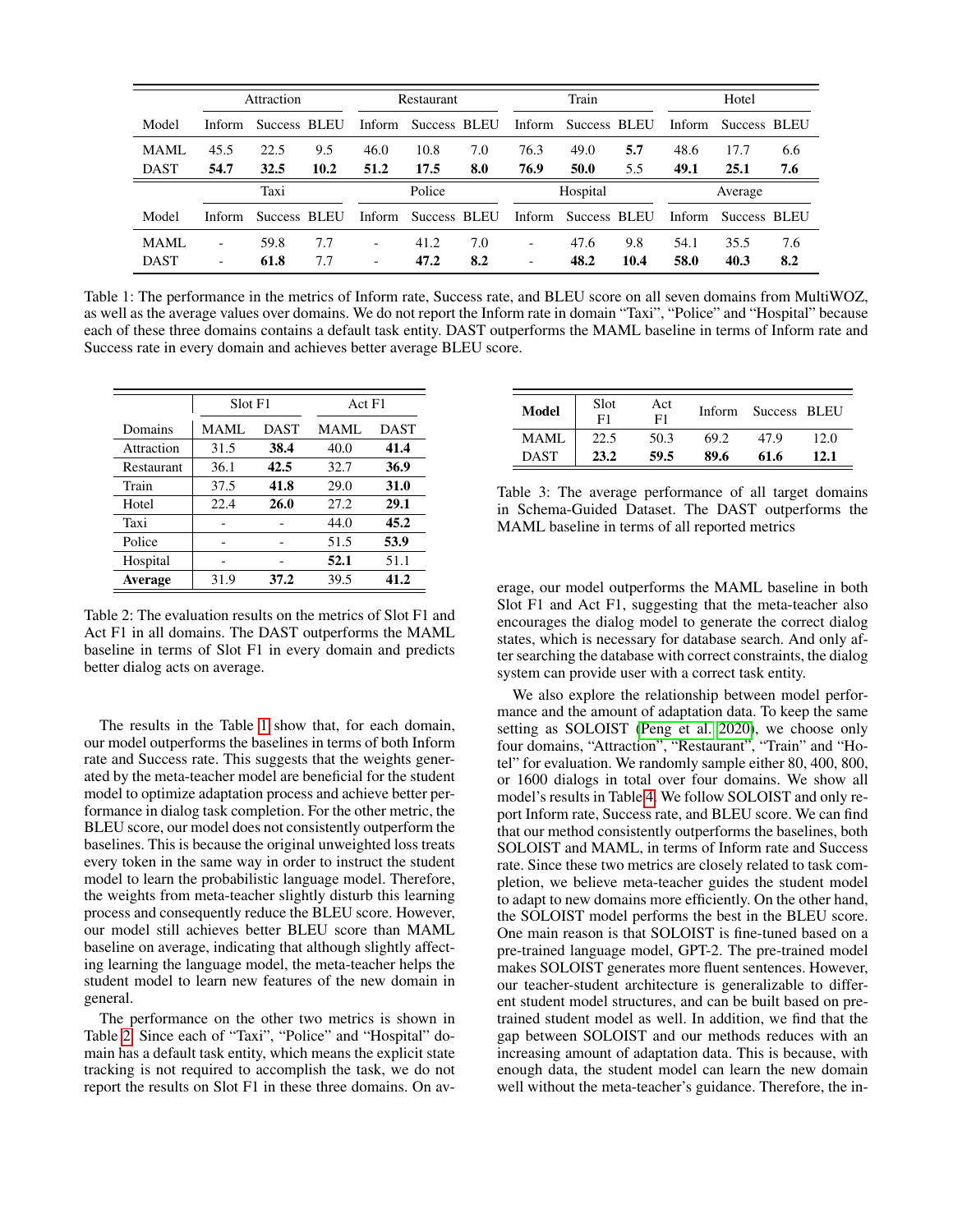| | Attraction | | | Restaurant | | | Train | | | Hotel | | |
|---|---|---|---|---|---|---|---|---|---|---|---|---|
| Model | Inform | Success | BLEU | Inform | Success | BLEU | Inform | Success | BLEU | Inform | Success | BLEU |
| MAML | 45.5 | 22.5 | 9.5 | 46.0 | 10.8 | 7.0 | 76.3 | 49.0 | **5.7** | 48.6 | 17.7 | 6.6 |
| DAST | **54.7** | **32.5** | **10.2** | **51.2** | **17.5** | **8.0** | **76.9** | **50.0** | 5.5 | **49.1** | **25.1** | **7.6** |
| | Taxi | | | Police | | | Hospital | | | Average | | |
| Model | Inform | Success | BLEU | Inform | Success | BLEU | Inform | Success | BLEU | Inform | Success | BLEU |
| MAML | - | 59.8 | 7.7 | - | 41.2 | 7.0 | - | 47.6 | 9.8 | 54.1 | 35.5 | 7.6 |
| DAST | - | **61.8** | 7.7 | - | **47.2** | **8.2** | - | **48.2** | **10.4** | **58.0** | **40.3** | **8.2** |

Table 1: The performance in the metrics of Inform rate, Success rate, and BLEU score on all seven domains from MultiWOZ, as well as the average values over domains. We do not report the Inform rate in domain "Taxi", "Police" and "Hospital" because each of these three domains contains a default task entity. DAST outperforms the MAML baseline in terms of Inform rate and Success rate in every domain and achieves better average BLEU score.

| | Slot F1 | | Act F1 | |
|---|---|---|---|---|
| Domains | MAML | DAST | MAML | DAST |
| Attraction | 31.5 | **38.4** | 40.0 | **41.4** |
| Restaurant | 36.1 | **42.5** | 32.7 | **36.9** |
| Train | 37.5 | **41.8** | 29.0 | **31.0** |
| Hotel | 22.4 | **26.0** | 27.2 | **29.1** |
| Taxi | - | - | 44.0 | **45.2** |
| Police | - | - | 51.5 | **53.9** |
| Hospital | - | - | **52.1** | 51.1 |
| **Average** | 31.9 | **37.2** | 39.5 | **41.2** |

Table 2: The evaluation results on the metrics of Slot F1 and Act F1 in all domains. The DAST outperforms the MAML baseline in terms of Slot F1 in every domain and predicts better dialog acts on average.

The results in the Table 1 show that, for each domain, our model outperforms the baselines in terms of both Inform rate and Success rate. This suggests that the weights generated by the meta-teacher model are beneficial for the student model to optimize adaptation process and achieve better performance in dialog task completion. For the other metric, the BLEU score, our model does not consistently outperform the baselines. This is because the original unweighted loss treats every token in the same way in order to instruct the student model to learn the probabilistic language model. Therefore, the weights from meta-teacher slightly disturb this learning process and consequently reduce the BLEU score. However, our model still achieves better BLEU score than MAML baseline on average, indicating that although slightly affecting learning the language model, the meta-teacher helps the student model to learn new features of the new domain in general.

The performance on the other two metrics is shown in Table 2. Since each of "Taxi", "Police" and "Hospital" domain has a default task entity, which means the explicit state tracking is not required to accomplish the task, we do not report the results on Slot F1 in these three domains. On average, our model outperforms the MAML baseline in both Slot F1 and Act F1, suggesting that the meta-teacher also encourages the dialog model to generate the correct dialog states, which is necessary for database search. And only after searching the database with correct constraints, the dialog system can provide user with a correct task entity.

| Model | Slot F1 | Act F1 | Inform | Success | BLEU |
|---|---|---|---|---|---|
| MAML | 22.5 | 50.3 | 69.2 | 47.9 | 12.0 |
| DAST | **23.2** | **59.5** | **89.6** | **61.6** | **12.1** |

Table 3: The average performance of all target domains in Schema-Guided Dataset. The DAST outperforms the MAML baseline in terms of all reported metrics

We also explore the relationship between model performance and the amount of adaptation data. To keep the same setting as SOLOIST (Peng et al., 2020), we choose only four domains, "Attraction", "Restaurant", "Train" and "Hotel" for evaluation. We randomly sample either 80, 400, 800, or 1600 dialogs in total over four domains. We show all model's results in Table 4. We follow SOLOIST and only report Inform rate, Success rate, and BLEU score. We can find that our method consistently outperforms the baselines, both SOLOIST and MAML, in terms of Inform rate and Success rate. Since these two metrics are closely related to task completion, we believe meta-teacher guides the student model to adapt to new domains more efficiently. On the other hand, the SOLOIST model performs the best in the BLEU score. One main reason is that SOLOIST is fine-tuned based on a pre-trained language model, GPT-2. The pre-trained model makes SOLOIST generates more fluent sentences. However, our teacher-student architecture is generalizable to different student model structures, and can be built based on pre-trained student model as well. In addition, we find that the gap between SOLOIST and our methods reduces with an increasing amount of adaptation data. This is because, with enough data, the student model can learn the new domain well without the meta-teacher's guidance. Therefore, the in-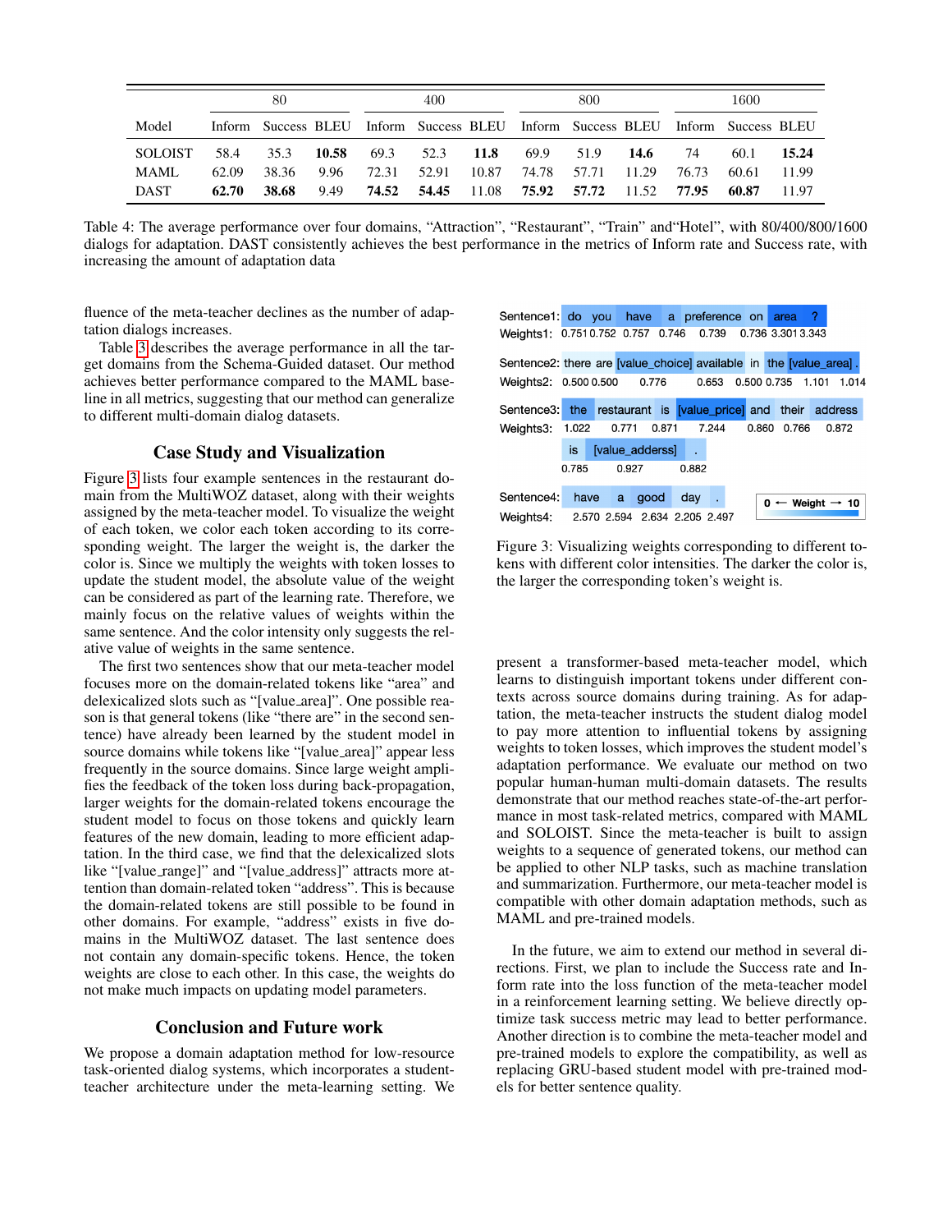| Model | 80 | | | 400 | | | 800 | | | 1600 | | |
|---|---|---|---|---|---|---|---|---|---|---|---|---|
| | Inform | Success | BLEU | Inform | Success | BLEU | Inform | Success | BLEU | Inform | Success | BLEU |
| SOLOIST | 58.4 | 35.3 | **10.58** | 69.3 | 52.3 | **11.8** | 69.9 | 51.9 | **14.6** | 74 | 60.1 | **15.24** |
| MAML | 62.09 | 38.36 | 9.96 | 72.31 | 52.91 | 10.87 | 74.78 | 57.71 | 11.29 | 76.73 | 60.61 | 11.99 |
| DAST | **62.70** | **38.68** | 9.49 | **74.52** | **54.45** | 11.08 | **75.92** | **57.72** | 11.52 | **77.95** | **60.87** | 11.97 |

Table 4: The average performance over four domains, "Attraction", "Restaurant", "Train" and"Hotel", with 80/400/800/1600 dialogs for adaptation. DAST consistently achieves the best performance in the metrics of Inform rate and Success rate, with increasing the amount of adaptation data

fluence of the meta-teacher declines as the number of adaptation dialogs increases.

Table 3 describes the average performance in all the target domains from the Schema-Guided dataset. Our method achieves better performance compared to the MAML baseline in all metrics, suggesting that our method can generalize to different multi-domain dialog datasets.

## Case Study and Visualization

Figure 3 lists four example sentences in the restaurant domain from the MultiWOZ dataset, along with their weights assigned by the meta-teacher model. To visualize the weight of each token, we color each token according to its corresponding weight. The larger the weight is, the darker the color is. Since we multiply the weights with token losses to update the student model, the absolute value of the weight can be considered as part of the learning rate. Therefore, we mainly focus on the relative values of weights within the same sentence. And the color intensity only suggests the relative value of weights in the same sentence.

The first two sentences show that our meta-teacher model focuses more on the domain-related tokens like "area" and delexicalized slots such as "[value_area]". One possible reason is that general tokens (like "there are" in the second sentence) have already been learned by the student model in source domains while tokens like "[value_area]" appear less frequently in the source domains. Since large weight amplifies the feedback of the token loss during back-propagation, larger weights for the domain-related tokens encourage the student model to focus on those tokens and quickly learn features of the new domain, leading to more efficient adaptation. In the third case, we find that the delexicalized slots like "[value_range]" and "[value_address]" attracts more attention than domain-related token "address". This is because the domain-related tokens are still possible to be found in other domains. For example, "address" exists in five domains in the MultiWOZ dataset. The last sentence does not contain any domain-specific tokens. Hence, the token weights are close to each other. In this case, the weights do not make much impacts on updating model parameters.

Sentence1: do you have a preference on area ?
Weights1: 0.751 0.752 0.757 0.746 0.739 0.736 3.301 3.343

Sentence2: there are [value_choice] available in the [value_area] .
Weights2: 0.500 0.500 0.776 0.653 0.500 0.735 1.101 1.014

Sentence3: the restaurant is [value_price] and their address is [value_adderss] .
Weights3: 1.022 0.771 0.871 7.244 0.860 0.766 0.872 0.785 0.927 0.882

Sentence4: have a good day .
Weights4: 2.570 2.594 2.634 2.205 2.497

0 ← Weight → 10

Figure 3: Visualizing weights corresponding to different tokens with different color intensities. The darker the color is, the larger the corresponding token's weight is.

## Conclusion and Future work

We propose a domain adaptation method for low-resource task-oriented dialog systems, which incorporates a student-teacher architecture under the meta-learning setting. We present a transformer-based meta-teacher model, which learns to distinguish important tokens under different contexts across source domains during training. As for adaptation, the meta-teacher instructs the student dialog model to pay more attention to influential tokens by assigning weights to token losses, which improves the student model's adaptation performance. We evaluate our method on two popular human-human multi-domain datasets. The results demonstrate that our method reaches state-of-the-art performance in most task-related metrics, compared with MAML and SOLOIST. Since the meta-teacher is built to assign weights to a sequence of generated tokens, our method can be applied to other NLP tasks, such as machine translation and summarization. Furthermore, our meta-teacher model is compatible with other domain adaptation methods, such as MAML and pre-trained models.

In the future, we aim to extend our method in several directions. First, we plan to include the Success rate and Inform rate into the loss function of the meta-teacher model in a reinforcement learning setting. We believe directly optimize task success metric may lead to better performance. Another direction is to combine the meta-teacher model and pre-trained models to explore the compatibility, as well as replacing GRU-based student model with pre-trained models for better sentence quality.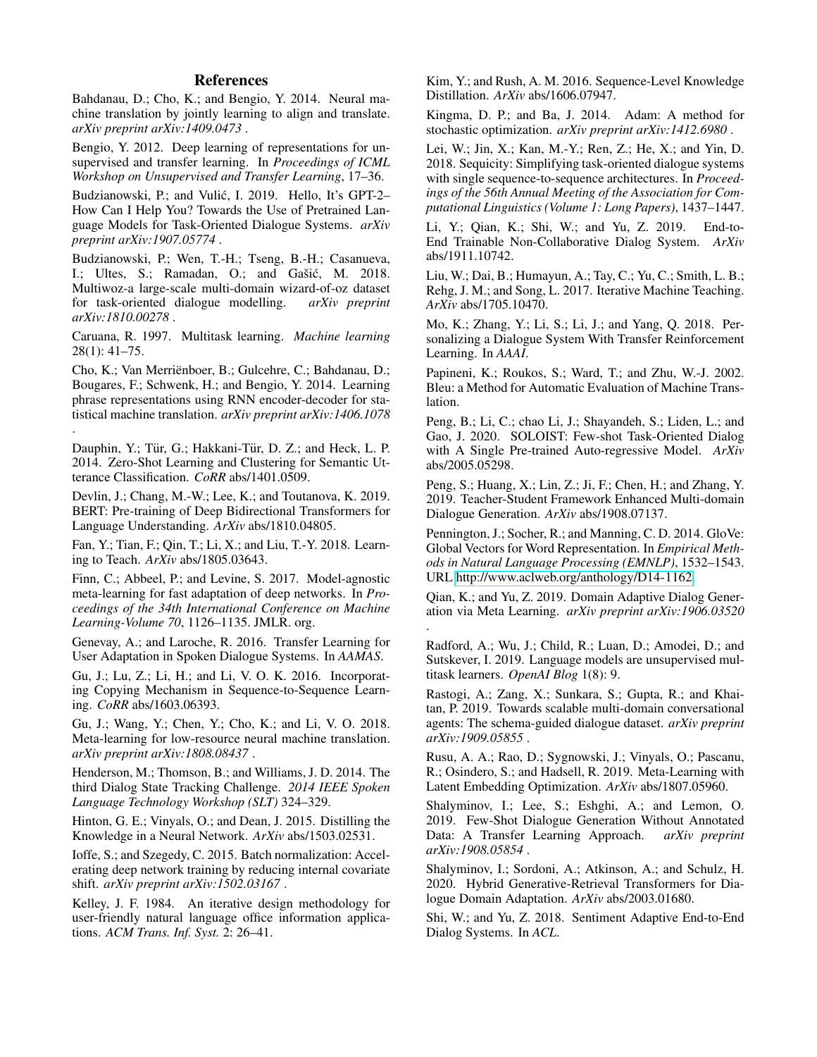## References

Bahdanau, D.; Cho, K.; and Bengio, Y. 2014. Neural machine translation by jointly learning to align and translate. *arXiv preprint arXiv:1409.0473* .

Bengio, Y. 2012. Deep learning of representations for unsupervised and transfer learning. In *Proceedings of ICML Workshop on Unsupervised and Transfer Learning*, 17–36.

Budzianowski, P.; and Vulić, I. 2019. Hello, It's GPT-2–How Can I Help You? Towards the Use of Pretrained Language Models for Task-Oriented Dialogue Systems. *arXiv preprint arXiv:1907.05774* .

Budzianowski, P.; Wen, T.-H.; Tseng, B.-H.; Casanueva, I.; Ultes, S.; Ramadan, O.; and Gašić, M. 2018. Multiwoz-a large-scale multi-domain wizard-of-oz dataset for task-oriented dialogue modelling. *arXiv preprint arXiv:1810.00278* .

Caruana, R. 1997. Multitask learning. *Machine learning* 28(1): 41–75.

Cho, K.; Van Merriënboer, B.; Gulcehre, C.; Bahdanau, D.; Bougares, F.; Schwenk, H.; and Bengio, Y. 2014. Learning phrase representations using RNN encoder-decoder for statistical machine translation. *arXiv preprint arXiv:1406.1078* .

Dauphin, Y.; Tür, G.; Hakkani-Tür, D. Z.; and Heck, L. P. 2014. Zero-Shot Learning and Clustering for Semantic Utterance Classification. *CoRR* abs/1401.0509.

Devlin, J.; Chang, M.-W.; Lee, K.; and Toutanova, K. 2019. BERT: Pre-training of Deep Bidirectional Transformers for Language Understanding. *ArXiv* abs/1810.04805.

Fan, Y.; Tian, F.; Qin, T.; Li, X.; and Liu, T.-Y. 2018. Learning to Teach. *ArXiv* abs/1805.03643.

Finn, C.; Abbeel, P.; and Levine, S. 2017. Model-agnostic meta-learning for fast adaptation of deep networks. In *Proceedings of the 34th International Conference on Machine Learning-Volume 70*, 1126–1135. JMLR. org.

Genevay, A.; and Laroche, R. 2016. Transfer Learning for User Adaptation in Spoken Dialogue Systems. In *AAMAS*.

Gu, J.; Lu, Z.; Li, H.; and Li, V. O. K. 2016. Incorporating Copying Mechanism in Sequence-to-Sequence Learning. *CoRR* abs/1603.06393.

Gu, J.; Wang, Y.; Chen, Y.; Cho, K.; and Li, V. O. 2018. Meta-learning for low-resource neural machine translation. *arXiv preprint arXiv:1808.08437* .

Henderson, M.; Thomson, B.; and Williams, J. D. 2014. The third Dialog State Tracking Challenge. *2014 IEEE Spoken Language Technology Workshop (SLT)* 324–329.

Hinton, G. E.; Vinyals, O.; and Dean, J. 2015. Distilling the Knowledge in a Neural Network. *ArXiv* abs/1503.02531.

Ioffe, S.; and Szegedy, C. 2015. Batch normalization: Accelerating deep network training by reducing internal covariate shift. *arXiv preprint arXiv:1502.03167* .

Kelley, J. F. 1984. An iterative design methodology for user-friendly natural language office information applications. *ACM Trans. Inf. Syst.* 2: 26–41.

Kim, Y.; and Rush, A. M. 2016. Sequence-Level Knowledge Distillation. *ArXiv* abs/1606.07947.

Kingma, D. P.; and Ba, J. 2014. Adam: A method for stochastic optimization. *arXiv preprint arXiv:1412.6980* .

Lei, W.; Jin, X.; Kan, M.-Y.; Ren, Z.; He, X.; and Yin, D. 2018. Sequicity: Simplifying task-oriented dialogue systems with single sequence-to-sequence architectures. In *Proceedings of the 56th Annual Meeting of the Association for Computational Linguistics (Volume 1: Long Papers)*, 1437–1447.

Li, Y.; Qian, K.; Shi, W.; and Yu, Z. 2019. End-to-End Trainable Non-Collaborative Dialog System. *ArXiv* abs/1911.10742.

Liu, W.; Dai, B.; Humayun, A.; Tay, C.; Yu, C.; Smith, L. B.; Rehg, J. M.; and Song, L. 2017. Iterative Machine Teaching. *ArXiv* abs/1705.10470.

Mo, K.; Zhang, Y.; Li, S.; Li, J.; and Yang, Q. 2018. Personalizing a Dialogue System With Transfer Reinforcement Learning. In *AAAI*.

Papineni, K.; Roukos, S.; Ward, T.; and Zhu, W.-J. 2002. Bleu: a Method for Automatic Evaluation of Machine Translation.

Peng, B.; Li, C.; chao Li, J.; Shayandeh, S.; Liden, L.; and Gao, J. 2020. SOLOIST: Few-shot Task-Oriented Dialog with A Single Pre-trained Auto-regressive Model. *ArXiv* abs/2005.05298.

Peng, S.; Huang, X.; Lin, Z.; Ji, F.; Chen, H.; and Zhang, Y. 2019. Teacher-Student Framework Enhanced Multi-domain Dialogue Generation. *ArXiv* abs/1908.07137.

Pennington, J.; Socher, R.; and Manning, C. D. 2014. GloVe: Global Vectors for Word Representation. In *Empirical Methods in Natural Language Processing (EMNLP)*, 1532–1543. URL http://www.aclweb.org/anthology/D14-1162.

Qian, K.; and Yu, Z. 2019. Domain Adaptive Dialog Generation via Meta Learning. *arXiv preprint arXiv:1906.03520* .

Radford, A.; Wu, J.; Child, R.; Luan, D.; Amodei, D.; and Sutskever, I. 2019. Language models are unsupervised multitask learners. *OpenAI Blog* 1(8): 9.

Rastogi, A.; Zang, X.; Sunkara, S.; Gupta, R.; and Khaitan, P. 2019. Towards scalable multi-domain conversational agents: The schema-guided dialogue dataset. *arXiv preprint arXiv:1909.05855* .

Rusu, A. A.; Rao, D.; Sygnowski, J.; Vinyals, O.; Pascanu, R.; Osindero, S.; and Hadsell, R. 2019. Meta-Learning with Latent Embedding Optimization. *ArXiv* abs/1807.05960.

Shalyminov, I.; Lee, S.; Eshghi, A.; and Lemon, O. 2019. Few-Shot Dialogue Generation Without Annotated Data: A Transfer Learning Approach. *arXiv preprint arXiv:1908.05854* .

Shalyminov, I.; Sordoni, A.; Atkinson, A.; and Schulz, H. 2020. Hybrid Generative-Retrieval Transformers for Dialogue Domain Adaptation. *ArXiv* abs/2003.01680.

Shi, W.; and Yu, Z. 2018. Sentiment Adaptive End-to-End Dialog Systems. In *ACL*.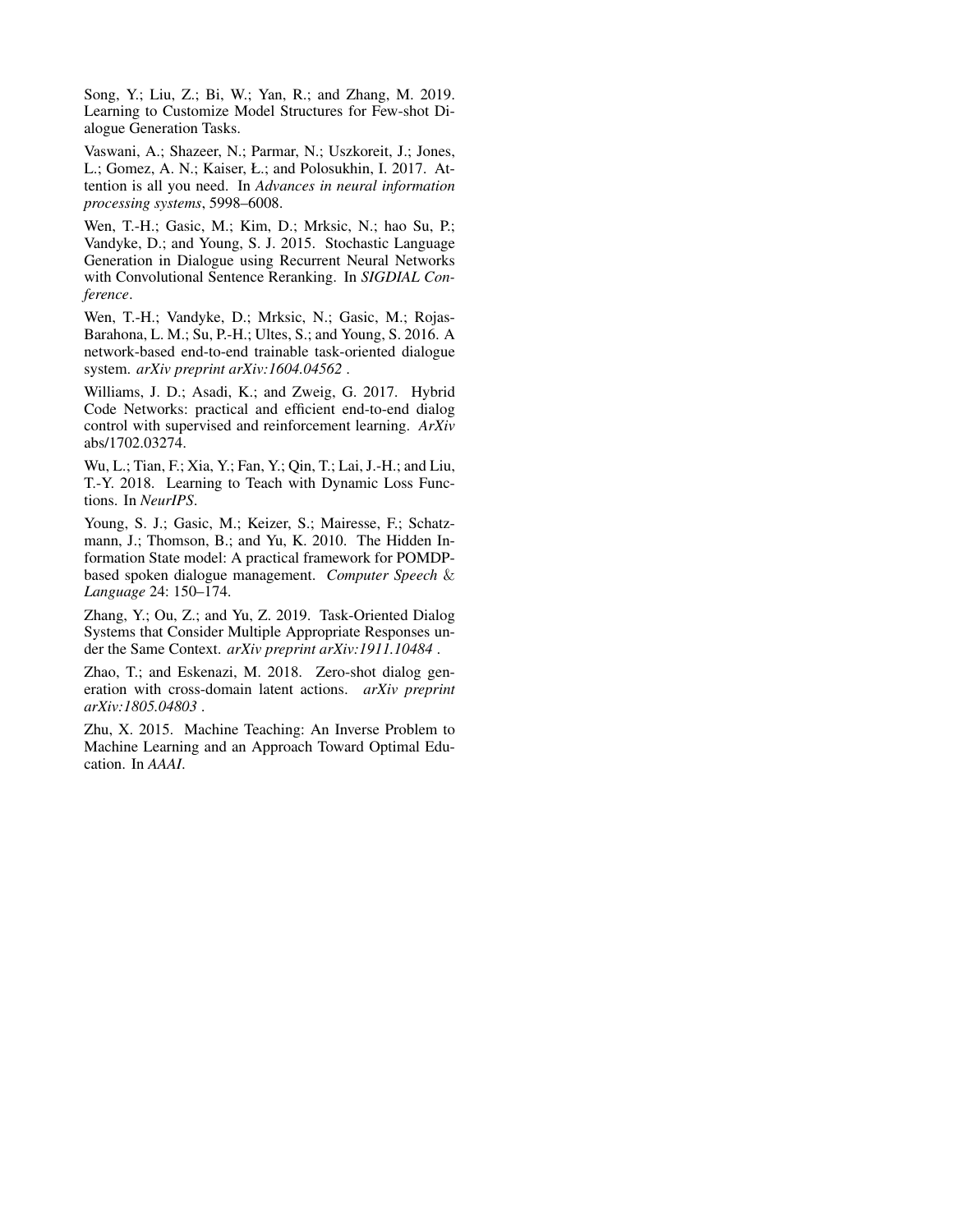Song, Y.; Liu, Z.; Bi, W.; Yan, R.; and Zhang, M. 2019. Learning to Customize Model Structures for Few-shot Dialogue Generation Tasks.

Vaswani, A.; Shazeer, N.; Parmar, N.; Uszkoreit, J.; Jones, L.; Gomez, A. N.; Kaiser, Ł.; and Polosukhin, I. 2017. Attention is all you need. In *Advances in neural information processing systems*, 5998–6008.

Wen, T.-H.; Gasic, M.; Kim, D.; Mrksic, N.; hao Su, P.; Vandyke, D.; and Young, S. J. 2015. Stochastic Language Generation in Dialogue using Recurrent Neural Networks with Convolutional Sentence Reranking. In *SIGDIAL Conference*.

Wen, T.-H.; Vandyke, D.; Mrksic, N.; Gasic, M.; Rojas-Barahona, L. M.; Su, P.-H.; Ultes, S.; and Young, S. 2016. A network-based end-to-end trainable task-oriented dialogue system. *arXiv preprint arXiv:1604.04562* .

Williams, J. D.; Asadi, K.; and Zweig, G. 2017. Hybrid Code Networks: practical and efficient end-to-end dialog control with supervised and reinforcement learning. *ArXiv* abs/1702.03274.

Wu, L.; Tian, F.; Xia, Y.; Fan, Y.; Qin, T.; Lai, J.-H.; and Liu, T.-Y. 2018. Learning to Teach with Dynamic Loss Functions. In *NeurIPS*.

Young, S. J.; Gasic, M.; Keizer, S.; Mairesse, F.; Schatzmann, J.; Thomson, B.; and Yu, K. 2010. The Hidden Information State model: A practical framework for POMDP-based spoken dialogue management. *Computer Speech & Language* 24: 150–174.

Zhang, Y.; Ou, Z.; and Yu, Z. 2019. Task-Oriented Dialog Systems that Consider Multiple Appropriate Responses under the Same Context. *arXiv preprint arXiv:1911.10484* .

Zhao, T.; and Eskenazi, M. 2018. Zero-shot dialog generation with cross-domain latent actions. *arXiv preprint arXiv:1805.04803* .

Zhu, X. 2015. Machine Teaching: An Inverse Problem to Machine Learning and an Approach Toward Optimal Education. In *AAAI*.